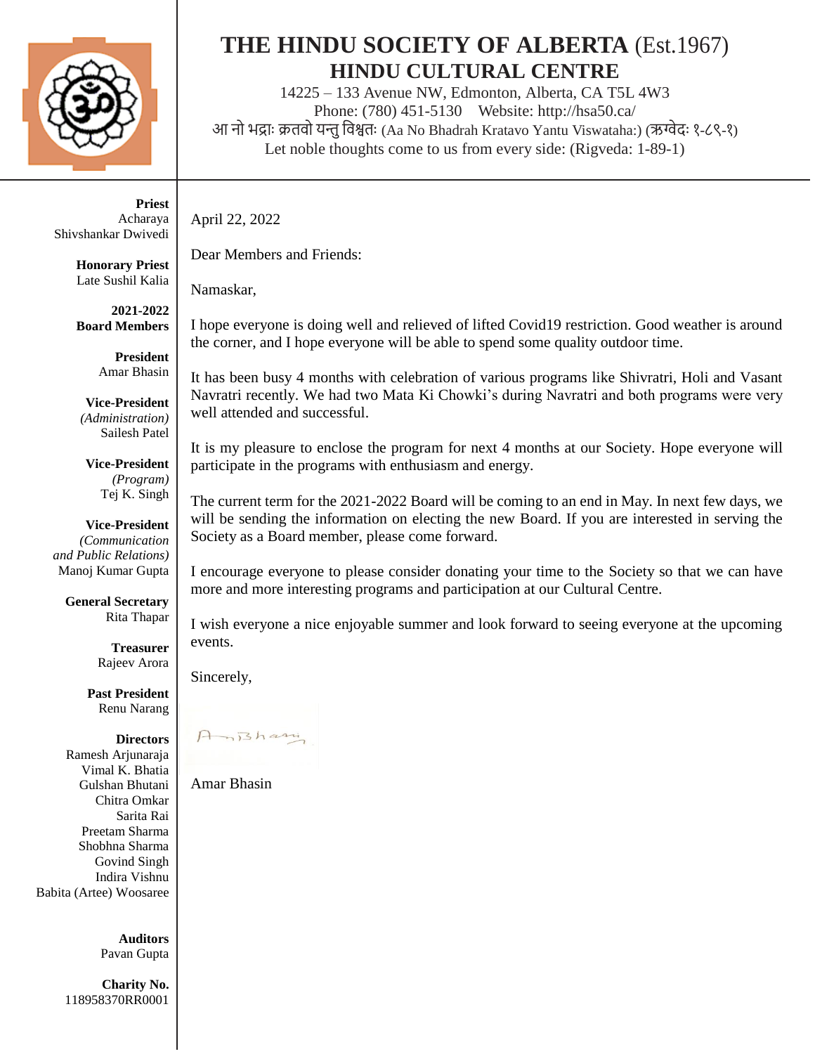# THE HINDU SOCIETY OF ALBERTA (Est.1967)

## HINDU CULTURAL CENTRE

14225 – 133 Avenue NW, Edmonton, Alberta, CA T5L 4W3
Phone: (780) 451-5130 Website: http://hsa50.ca/
आ नो भद्राः क्रतवो यन्तु विश्वतः (Aa No Bhadrah Kratavo Yantu Viswataha:) (ऋग्वेदः १-८९-१)
Let noble thoughts come to us from every side: (Rigveda: 1-89-1)

**Priest**
Acharaya Shivshankar Dwivedi

**Honorary Priest**
Late Sushil Kalia

**2021-2022 Board Members**

**President**
Amar Bhasin

**Vice-President** *(Administration)*
Sailesh Patel

**Vice-President** *(Program)*
Tej K. Singh

**Vice-President** *(Communication and Public Relations)*
Manoj Kumar Gupta

**General Secretary**
Rita Thapar

**Treasurer**
Rajeev Arora

**Past President**
Renu Narang

**Directors**
Ramesh Arjunaraja
Vimal K. Bhatia
Gulshan Bhutani
Chitra Omkar
Sarita Rai
Preetam Sharma
Shobhna Sharma
Govind Singh
Indira Vishnu
Babita (Artee) Woosaree

**Auditors**
Pavan Gupta

**Charity No.**
118958370RR0001

---

April 22, 2022

Dear Members and Friends:

Namaskar,

I hope everyone is doing well and relieved of lifted Covid19 restriction. Good weather is around the corner, and I hope everyone will be able to spend some quality outdoor time.

It has been busy 4 months with celebration of various programs like Shivratri, Holi and Vasant Navratri recently. We had two Mata Ki Chowki's during Navratri and both programs were very well attended and successful.

It is my pleasure to enclose the program for next 4 months at our Society. Hope everyone will participate in the programs with enthusiasm and energy.

The current term for the 2021-2022 Board will be coming to an end in May. In next few days, we will be sending the information on electing the new Board. If you are interested in serving the Society as a Board member, please come forward.

I encourage everyone to please consider donating your time to the Society so that we can have more and more interesting programs and participation at our Cultural Centre.

I wish everyone a nice enjoyable summer and look forward to seeing everyone at the upcoming events.

Sincerely,

Amar Bhasin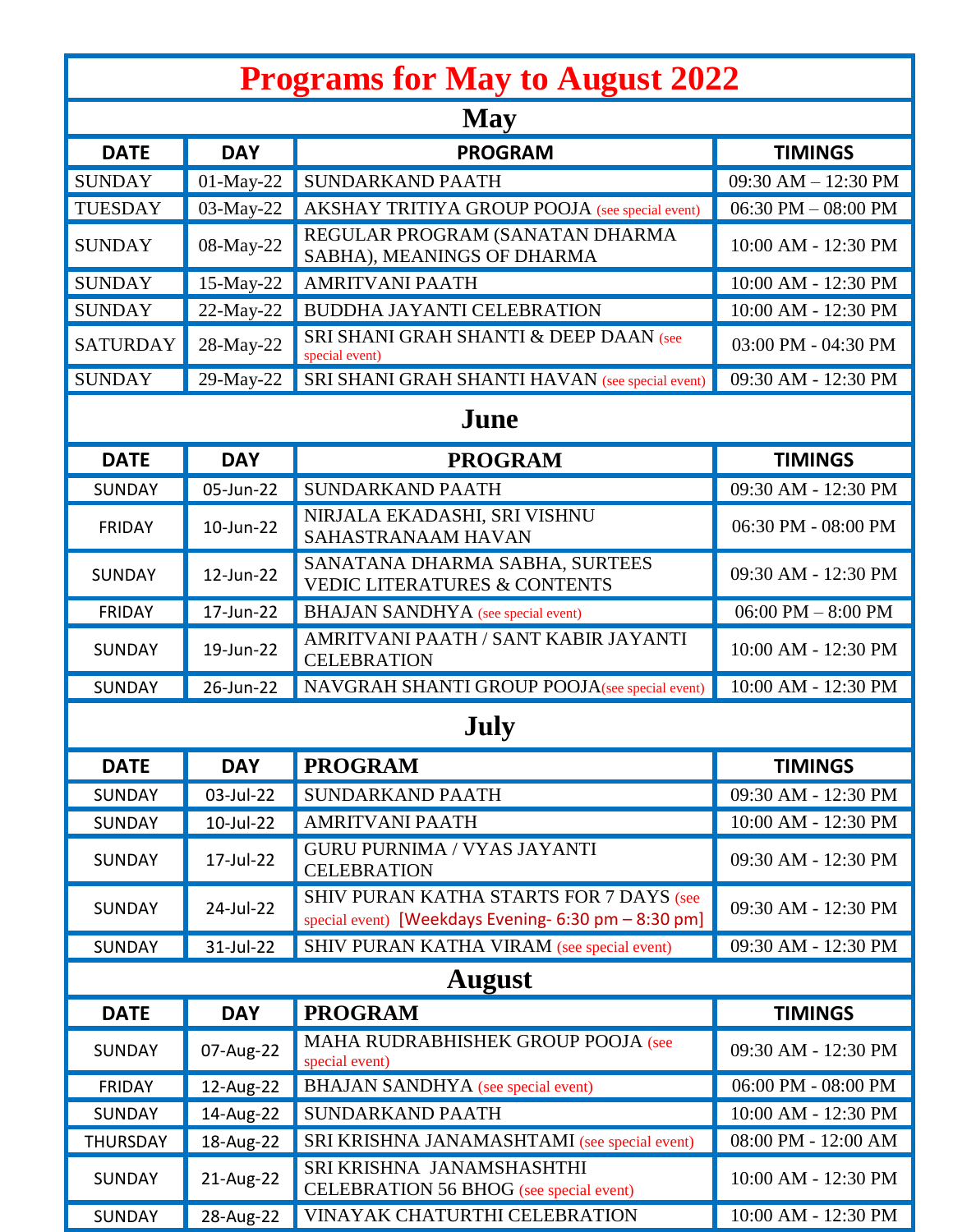# Programs for May to August 2022

## May

| DATE | DAY | PROGRAM | TIMINGS |
|---|---|---|---|
| SUNDAY | 01-May-22 | SUNDARKAND PAATH | 09:30 AM – 12:30 PM |
| TUESDAY | 03-May-22 | AKSHAY TRITIYA GROUP POOJA (see special event) | 06:30 PM – 08:00 PM |
| SUNDAY | 08-May-22 | REGULAR PROGRAM (SANATAN DHARMA SABHA), MEANINGS OF DHARMA | 10:00 AM - 12:30 PM |
| SUNDAY | 15-May-22 | AMRITVANI PAATH | 10:00 AM - 12:30 PM |
| SUNDAY | 22-May-22 | BUDDHA JAYANTI CELEBRATION | 10:00 AM - 12:30 PM |
| SATURDAY | 28-May-22 | SRI SHANI GRAH SHANTI & DEEP DAAN (see special event) | 03:00 PM - 04:30 PM |
| SUNDAY | 29-May-22 | SRI SHANI GRAH SHANTI HAVAN (see special event) | 09:30 AM - 12:30 PM |

## June

| DATE | DAY | PROGRAM | TIMINGS |
|---|---|---|---|
| SUNDAY | 05-Jun-22 | SUNDARKAND PAATH | 09:30 AM - 12:30 PM |
| FRIDAY | 10-Jun-22 | NIRJALA EKADASHI, SRI VISHNU SAHASTRANAAM HAVAN | 06:30 PM - 08:00 PM |
| SUNDAY | 12-Jun-22 | SANATANA DHARMA SABHA, SURTEES VEDIC LITERATURES & CONTENTS | 09:30 AM - 12:30 PM |
| FRIDAY | 17-Jun-22 | BHAJAN SANDHYA (see special event) | 06:00 PM – 8:00 PM |
| SUNDAY | 19-Jun-22 | AMRITVANI PAATH / SANT KABIR JAYANTI CELEBRATION | 10:00 AM - 12:30 PM |
| SUNDAY | 26-Jun-22 | NAVGRAH SHANTI GROUP POOJA(see special event) | 10:00 AM - 12:30 PM |

## July

| DATE | DAY | PROGRAM | TIMINGS |
|---|---|---|---|
| SUNDAY | 03-Jul-22 | SUNDARKAND PAATH | 09:30 AM - 12:30 PM |
| SUNDAY | 10-Jul-22 | AMRITVANI PAATH | 10:00 AM - 12:30 PM |
| SUNDAY | 17-Jul-22 | GURU PURNIMA / VYAS JAYANTI CELEBRATION | 09:30 AM - 12:30 PM |
| SUNDAY | 24-Jul-22 | SHIV PURAN KATHA STARTS FOR 7 DAYS (see special event) [Weekdays Evening- 6:30 pm – 8:30 pm] | 09:30 AM - 12:30 PM |
| SUNDAY | 31-Jul-22 | SHIV PURAN KATHA VIRAM (see special event) | 09:30 AM - 12:30 PM |

## August

| DATE | DAY | PROGRAM | TIMINGS |
|---|---|---|---|
| SUNDAY | 07-Aug-22 | MAHA RUDRABHISHEK GROUP POOJA (see special event) | 09:30 AM - 12:30 PM |
| FRIDAY | 12-Aug-22 | BHAJAN SANDHYA (see special event) | 06:00 PM - 08:00 PM |
| SUNDAY | 14-Aug-22 | SUNDARKAND PAATH | 10:00 AM - 12:30 PM |
| THURSDAY | 18-Aug-22 | SRI KRISHNA JANAMASHTAMI (see special event) | 08:00 PM - 12:00 AM |
| SUNDAY | 21-Aug-22 | SRI KRISHNA JANAMSHASHTHI CELEBRATION 56 BHOG (see special event) | 10:00 AM - 12:30 PM |
| SUNDAY | 28-Aug-22 | VINAYAK CHATURTHI CELEBRATION | 10:00 AM - 12:30 PM |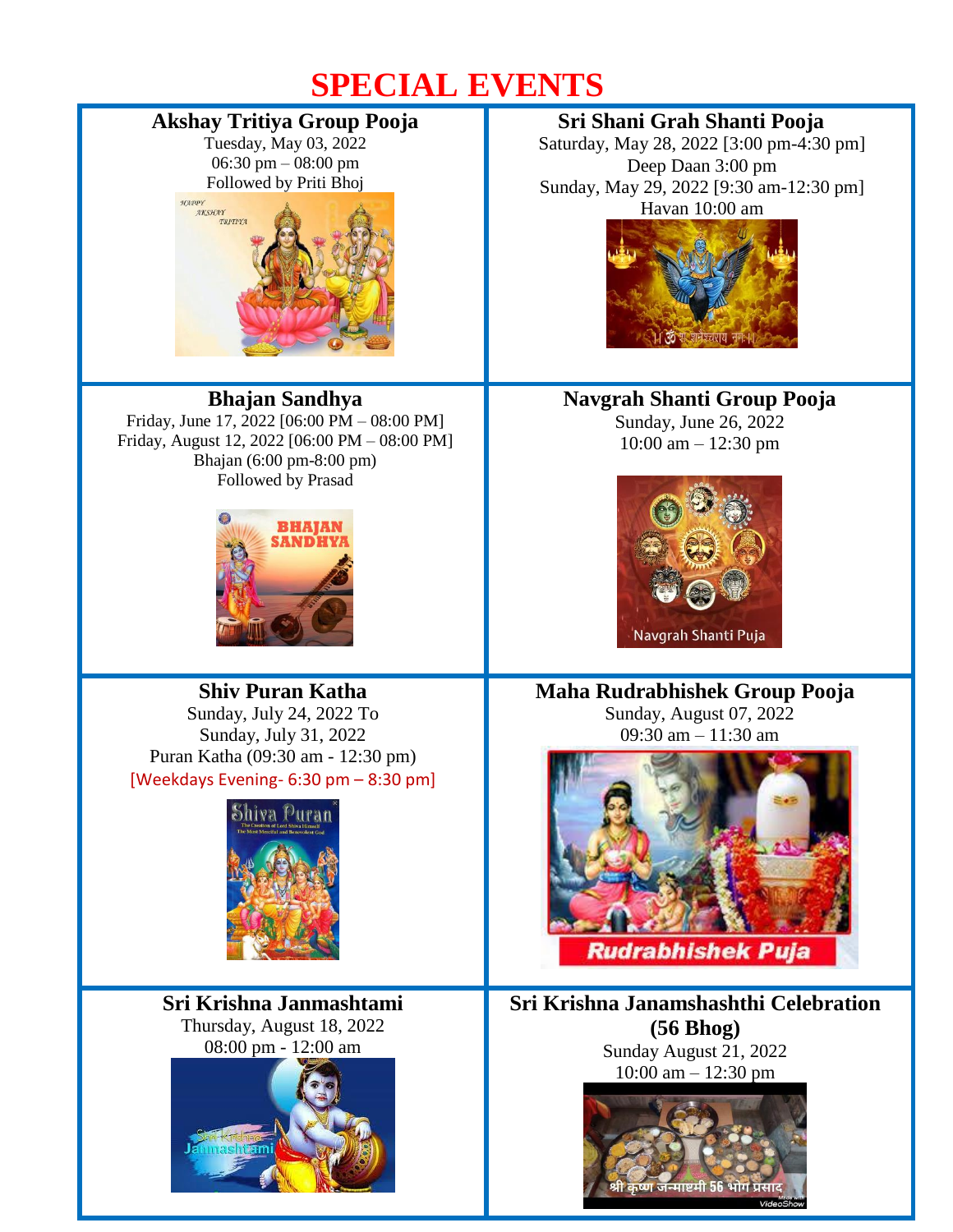# SPECIAL EVENTS

### Akshay Tritiya Group Pooja

Tuesday, May 03, 2022
06:30 pm – 08:00 pm
Followed by Priti Bhoj

### Sri Shani Grah Shanti Pooja

Saturday, May 28, 2022 [3:00 pm-4:30 pm]
Deep Daan 3:00 pm
Sunday, May 29, 2022 [9:30 am-12:30 pm]
Havan 10:00 am

### Bhajan Sandhya

Friday, June 17, 2022 [06:00 PM – 08:00 PM]
Friday, August 12, 2022 [06:00 PM – 08:00 PM]
Bhajan (6:00 pm-8:00 pm)
Followed by Prasad

### Navgrah Shanti Group Pooja

Sunday, June 26, 2022
10:00 am – 12:30 pm

### Shiv Puran Katha

Sunday, July 24, 2022 To
Sunday, July 31, 2022
Puran Katha (09:30 am - 12:30 pm)
[Weekdays Evening- 6:30 pm – 8:30 pm]

### Maha Rudrabhishek Group Pooja

Sunday, August 07, 2022
09:30 am – 11:30 am

### Sri Krishna Janmashtami

Thursday, August 18, 2022
08:00 pm - 12:00 am

### Sri Krishna Janamshashthi Celebration (56 Bhog)

Sunday August 21, 2022
10:00 am – 12:30 pm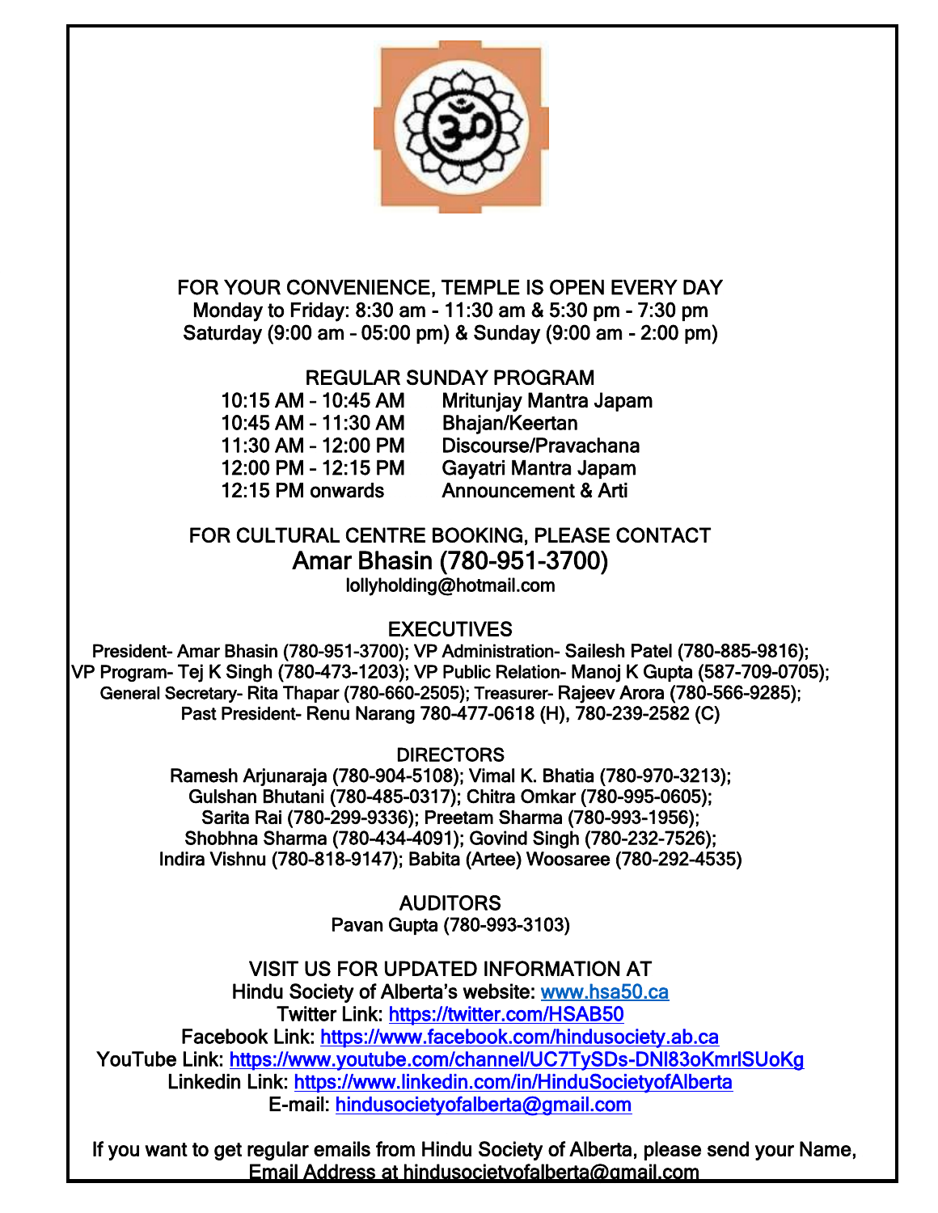FOR YOUR CONVENIENCE, TEMPLE IS OPEN EVERY DAY
Monday to Friday: 8:30 am - 11:30 am & 5:30 pm - 7:30 pm
Saturday (9:00 am – 05:00 pm) & Sunday (9:00 am - 2:00 pm)

## REGULAR SUNDAY PROGRAM

| | |
|---|---|
| 10:15 AM – 10:45 AM | Mritunjay Mantra Japam |
| 10:45 AM - 11:30 AM | Bhajan/Keertan |
| 11:30 AM - 12:00 PM | Discourse/Pravachana |
| 12:00 PM - 12:15 PM | Gayatri Mantra Japam |
| 12:15 PM onwards | Announcement & Arti |

FOR CULTURAL CENTRE BOOKING, PLEASE CONTACT
**Amar Bhasin (780-951-3700)**
lollyholding@hotmail.com

## EXECUTIVES

President- Amar Bhasin (780-951-3700); VP Administration- Sailesh Patel (780-885-9816);
VP Program- Tej K Singh (780-473-1203); VP Public Relation- Manoj K Gupta (587-709-0705);
General Secretary- Rita Thapar (780-660-2505); Treasurer- Rajeev Arora (780-566-9285);
Past President- Renu Narang 780-477-0618 (H), 780-239-2582 (C)

## DIRECTORS

Ramesh Arjunaraja (780-904-5108); Vimal K. Bhatia (780-970-3213);
Gulshan Bhutani (780-485-0317); Chitra Omkar (780-995-0605);
Sarita Rai (780-299-9336); Preetam Sharma (780-993-1956);
Shobhna Sharma (780-434-4091); Govind Singh (780-232-7526);
Indira Vishnu (780-818-9147); Babita (Artee) Woosaree (780-292-4535)

## AUDITORS

Pavan Gupta (780-993-3103)

VISIT US FOR UPDATED INFORMATION AT
Hindu Society of Alberta's website: www.hsa50.ca
Twitter Link: https://twitter.com/HSAB50
Facebook Link: https://www.facebook.com/hindusociety.ab.ca
YouTube Link: https://www.youtube.com/channel/UC7TySDs-DNl83oKmrlSUoKg
Linkedin Link: https://www.linkedin.com/in/HinduSocietyofAlberta
E-mail: hindusocietyofalberta@gmail.com

If you want to get regular emails from Hindu Society of Alberta, please send your Name, Email Address at hindusocietyofalberta@gmail.com